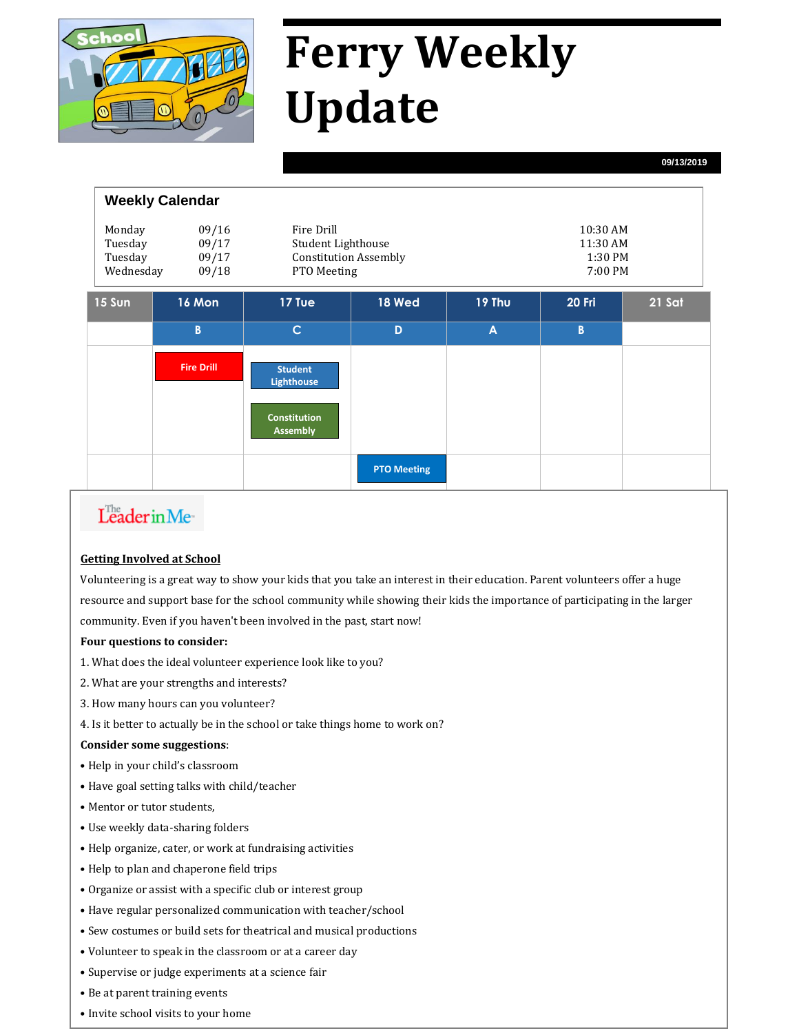# Ferry Weekly Update

09/13/2019

## Weekly Calendar

| | | | |
|---|---|---|---|
| Monday | 09/16 | Fire Drill | 10:30 AM |
| Tuesday | 09/17 | Student Lighthouse | 11:30 AM |
| Tuesday | 09/17 | Constitution Assembly | 1:30 PM |
| Wednesday | 09/18 | PTO Meeting | 7:00 PM |

| 15 Sun | 16 Mon | 17 Tue | 18 Wed | 19 Thu | 20 Fri | 21 Sat |
|---|---|---|---|---|---|---|
| | B | C | D | A | B | |
| | Fire Drill | Student Lighthouse<br>Constitution Assembly | | | | |
| | | | PTO Meeting | | | |

The Leader in Me

**Getting Involved at School**

Volunteering is a great way to show your kids that you take an interest in their education. Parent volunteers offer a huge resource and support base for the school community while showing their kids the importance of participating in the larger community. Even if you haven't been involved in the past, start now!

**Four questions to consider:**

1. What does the ideal volunteer experience look like to you?
2. What are your strengths and interests?
3. How many hours can you volunteer?
4. Is it better to actually be in the school or take things home to work on?

**Consider some suggestions**:

- Help in your child's classroom
- Have goal setting talks with child/teacher
- Mentor or tutor students,
- Use weekly data-sharing folders
- Help organize, cater, or work at fundraising activities
- Help to plan and chaperone field trips
- Organize or assist with a specific club or interest group
- Have regular personalized communication with teacher/school
- Sew costumes or build sets for theatrical and musical productions
- Volunteer to speak in the classroom or at a career day
- Supervise or judge experiments at a science fair
- Be at parent training events
- Invite school visits to your home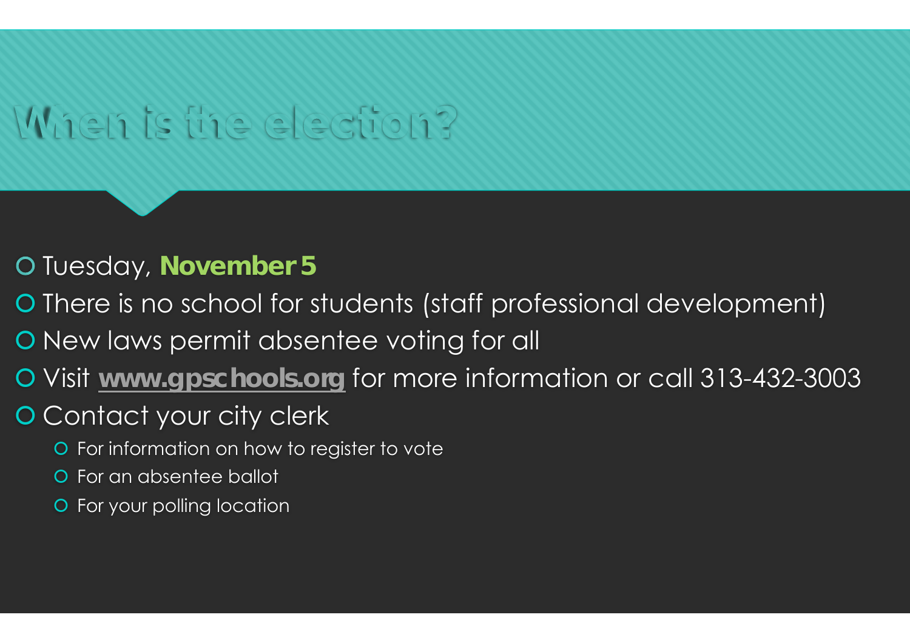# When is the election?

- Tuesday, **November 5**
- There is no school for students (staff professional development)
- New laws permit absentee voting for all
- Visit **www.gpschools.org** for more information or call 313-432-3003
- Contact your city clerk
  - For information on how to register to vote
  - For an absentee ballot
  - For your polling location